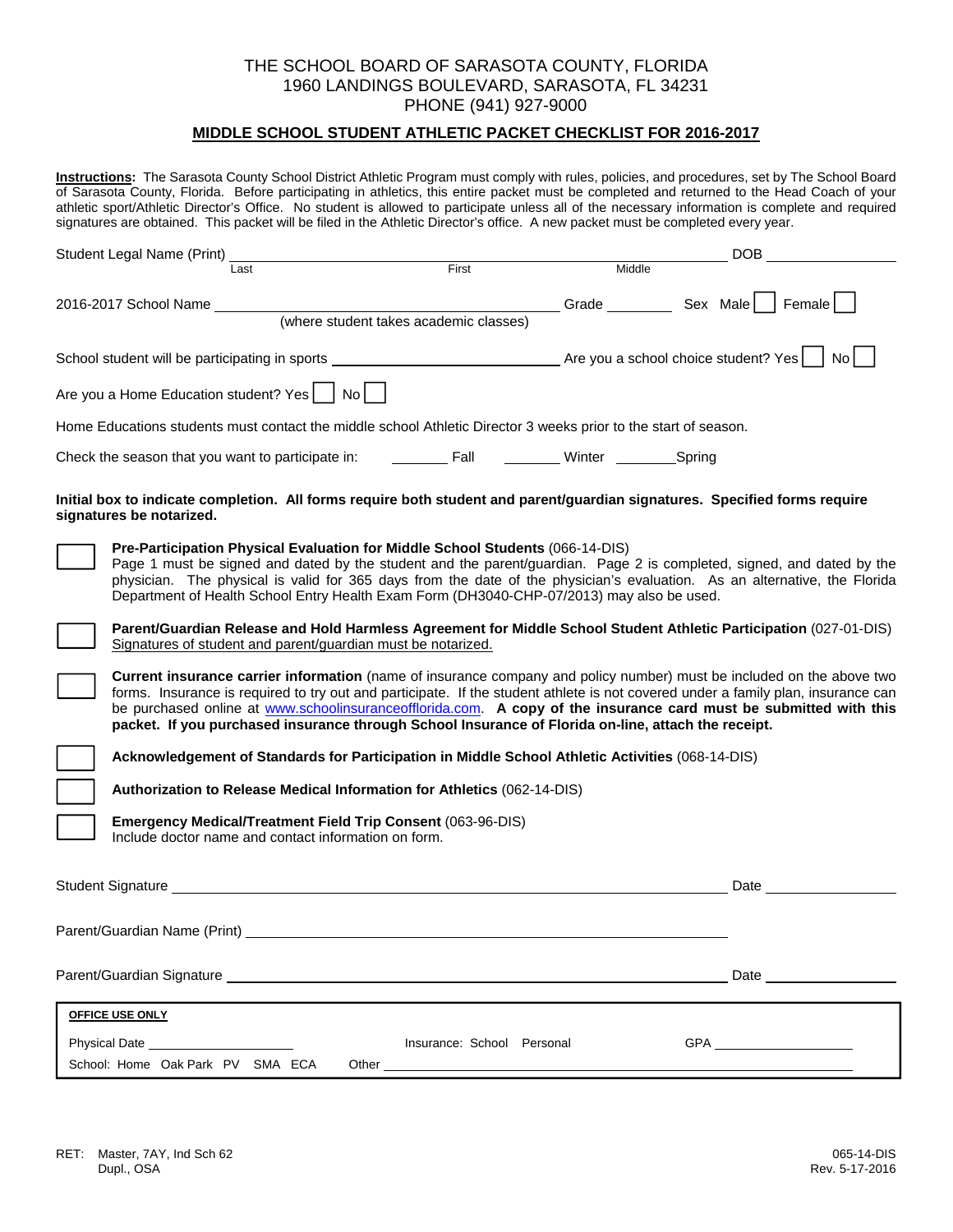THE SCHOOL BOARD OF SARASOTA COUNTY, FLORIDA
1960 LANDINGS BOULEVARD, SARASOTA, FL 34231
PHONE (941) 927-9000

## MIDDLE SCHOOL STUDENT ATHLETIC PACKET CHECKLIST FOR 2016-2017

**Instructions:** The Sarasota County School District Athletic Program must comply with rules, policies, and procedures, set by The School Board of Sarasota County, Florida. Before participating in athletics, this entire packet must be completed and returned to the Head Coach of your athletic sport/Athletic Director's Office. No student is allowed to participate unless all of the necessary information is complete and required signatures are obtained. This packet will be filed in the Athletic Director's office. A new packet must be completed every year.

Student Legal Name (Print) ______________________________ DOB ____________
Last First Middle

2016-2017 School Name ______________________________ Grade ________ Sex Male ☐ Female ☐
(where student takes academic classes)

School student will be participating in sports ______________________ Are you a school choice student? Yes ☐ No ☐

Are you a Home Education student? Yes ☐ No ☐

Home Educations students must contact the middle school Athletic Director 3 weeks prior to the start of season.

Check the season that you want to participate in: ________ Fall ________ Winter ________Spring

**Initial box to indicate completion. All forms require both student and parent/guardian signatures. Specified forms require signatures be notarized.**

☐ **Pre-Participation Physical Evaluation for Middle School Students** (066-14-DIS)
Page 1 must be signed and dated by the student and the parent/guardian. Page 2 is completed, signed, and dated by the physician. The physical is valid for 365 days from the date of the physician's evaluation. As an alternative, the Florida Department of Health School Entry Health Exam Form (DH3040-CHP-07/2013) may also be used.

☐ **Parent/Guardian Release and Hold Harmless Agreement for Middle School Student Athletic Participation** (027-01-DIS)
Signatures of student and parent/guardian must be notarized.

☐ **Current insurance carrier information** (name of insurance company and policy number) must be included on the above two forms. Insurance is required to try out and participate. If the student athlete is not covered under a family plan, insurance can be purchased online at www.schoolinsuranceofflorida.com. **A copy of the insurance card must be submitted with this packet. If you purchased insurance through School Insurance of Florida on-line, attach the receipt.**

☐ **Acknowledgement of Standards for Participation in Middle School Athletic Activities** (068-14-DIS)

☐ **Authorization to Release Medical Information for Athletics** (062-14-DIS)

☐ **Emergency Medical/Treatment Field Trip Consent** (063-96-DIS)
Include doctor name and contact information on form.

Student Signature ______________________________ Date ____________

Parent/Guardian Name (Print) ______________________________

Parent/Guardian Signature ______________________________ Date ____________

**OFFICE USE ONLY**

Physical Date ____________ Insurance: School Personal GPA ____________

School: Home Oak Park PV SMA ECA Other ______________________________

RET: Master, 7AY, Ind Sch 62
Dupl., OSA

065-14-DIS
Rev. 5-17-2016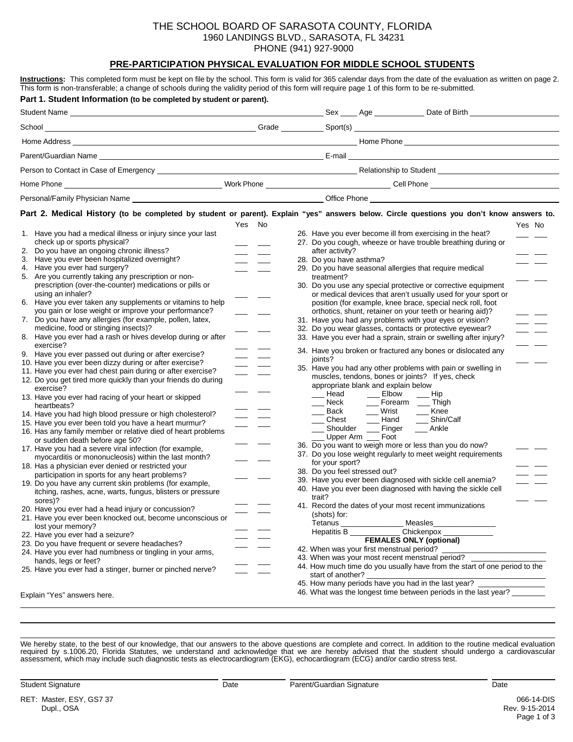THE SCHOOL BOARD OF SARASOTA COUNTY, FLORIDA
1960 LANDINGS BLVD., SARASOTA, FL 34231
PHONE (941) 927-9000

## PRE-PARTICIPATION PHYSICAL EVALUATION FOR MIDDLE SCHOOL STUDENTS

**Instructions:** This completed form must be kept on file by the school. This form is valid for 365 calendar days from the date of the evaluation as written on page 2. This form is non-transferable; a change of schools during the validity period of this form will require page 1 of this form to be re-submitted.

### Part 1. Student Information (to be completed by student or parent).

Student Name ______________________ Sex ____ Age ________ Date of Birth ______________

School ______________________ Grade ________ Sport(s) ______________________

Home Address ______________________ Home Phone ______________________

Parent/Guardian Name ______________________ E-mail ______________________

Person to Contact in Case of Emergency ______________________ Relationship to Student ______________________

Home Phone ______________ Work Phone ______________ Cell Phone ______________

Personal/Family Physician Name ______________________ Office Phone ______________________

### Part 2. Medical History (to be completed by student or parent). Explain "yes" answers below. Circle questions you don't know answers to.

| Question | Yes | No |
|---|---|---|
| 1. Have you had a medical illness or injury since your last check up or sports physical? | ___ | ___ |
| 2. Do you have an ongoing chronic illness? | ___ | ___ |
| 3. Have you ever been hospitalized overnight? | ___ | ___ |
| 4. Have you ever had surgery? | ___ | ___ |
| 5. Are you currently taking any prescription or non-prescription (over-the-counter) medications or pills or using an inhaler? | ___ | ___ |
| 6. Have you ever taken any supplements or vitamins to help you gain or lose weight or improve your performance? | ___ | ___ |
| 7. Do you have any allergies (for example, pollen, latex, medicine, food or stinging insects)? | ___ | ___ |
| 8. Have you ever had a rash or hives develop during or after exercise? | ___ | ___ |
| 9. Have you ever passed out during or after exercise? | ___ | ___ |
| 10. Have you ever been dizzy during or after exercise? | ___ | ___ |
| 11. Have you ever had chest pain during or after exercise? | ___ | ___ |
| 12. Do you get tired more quickly than your friends do during exercise? | ___ | ___ |
| 13. Have you ever had racing of your heart or skipped heartbeats? | ___ | ___ |
| 14. Have you had high blood pressure or high cholesterol? | ___ | ___ |
| 15. Have you ever been told you have a heart murmur? | ___ | ___ |
| 16. Has any family member or relative died of heart problems or sudden death before age 50? | ___ | ___ |
| 17. Have you had a severe viral infection (for example, myocarditis or mononucleosis) within the last month? | ___ | ___ |
| 18. Has a physician ever denied or restricted your participation in sports for any heart problems? | ___ | ___ |
| 19. Do you have any current skin problems (for example, itching, rashes, acne, warts, fungus, blisters or pressure sores)? | ___ | ___ |
| 20. Have you ever had a head injury or concussion? | ___ | ___ |
| 21. Have you ever been knocked out, become unconscious or lost your memory? | ___ | ___ |
| 22. Have you ever had a seizure? | ___ | ___ |
| 23. Do you have frequent or severe headaches? | ___ | ___ |
| 24. Have you ever had numbness or tingling in your arms, hands, legs or feet? | ___ | ___ |
| 25. Have you ever had a stinger, burner or pinched nerve? | ___ | ___ |
| 26. Have you ever become ill from exercising in the heat? | ___ | ___ |
| 27. Do you cough, wheeze or have trouble breathing during or after activity? | ___ | ___ |
| 28. Do you have asthma? | ___ | ___ |
| 29. Do you have seasonal allergies that require medical treatment? | ___ | ___ |
| 30. Do you use any special protective or corrective equipment or medical devices that aren't usually used for your sport or position (for example, knee brace, special neck roll, foot orthotics, shunt, retainer on your teeth or hearing aid)? | ___ | ___ |
| 31. Have you had any problems with your eyes or vision? | ___ | ___ |
| 32. Do you wear glasses, contacts or protective eyewear? | ___ | ___ |
| 33. Have you ever had a sprain, strain or swelling after injury? | ___ | ___ |
| 34. Have you broken or fractured any bones or dislocated any joints? | ___ | ___ |
| 35. Have you had any other problems with pain or swelling in muscles, tendons, bones or joints? If yes, check appropriate blank and explain below | | |
| 36. Do you want to weigh more or less than you do now? | ___ | ___ |
| 37. Do you lose weight regularly to meet weight requirements for your sport? | ___ | ___ |
| 38. Do you feel stressed out? | ___ | ___ |
| 39. Have you ever been diagnosed with sickle cell anemia? | ___ | ___ |
| 40. Have you ever been diagnosed with having the sickle cell trait? | ___ | ___ |

Question 35 body areas:

| | | |
|---|---|---|
| ___ Head | ___ Elbow | ___ Hip |
| ___ Neck | ___ Forearm | ___ Thigh |
| ___ Back | ___ Wrist | ___ Knee |
| ___ Chest | ___ Hand | ___ Shin/Calf |
| ___ Shoulder | ___ Finger | ___ Ankle |
| ___ Upper Arm | ___ Foot | |

41. Record the dates of your most recent immunizations (shots) for:
Tetanus ______________ Measles ______________
Hepatitis B ____________ Chickenpox ____________

**FEMALES ONLY (optional)**

42. When was your first menstrual period? ______________
43. When was your most recent menstrual period? ______________
44. How much time do you usually have from the start of one period to the start of another? ______________
45. How many periods have you had in the last year? ______________
46. What was the longest time between periods in the last year? ________

Explain "Yes" answers here.

______________________________________________________________________

______________________________________________________________________

______________________________________________________________________

We hereby state, to the best of our knowledge, that our answers to the above questions are complete and correct. In addition to the routine medical evaluation required by s.1006.20, Florida Statutes, we understand and acknowledge that we are hereby advised that the student should undergo a cardiovascular assessment, which may include such diagnostic tests as electrocardiogram (EKG), echocardiogram (ECG) and/or cardio stress test.

Student Signature ______________ Date ________ Parent/Guardian Signature ______________ Date ________

RET: Master, ESY, GS7 37
Dupl., OSA

066-14-DIS
Rev. 9-15-2014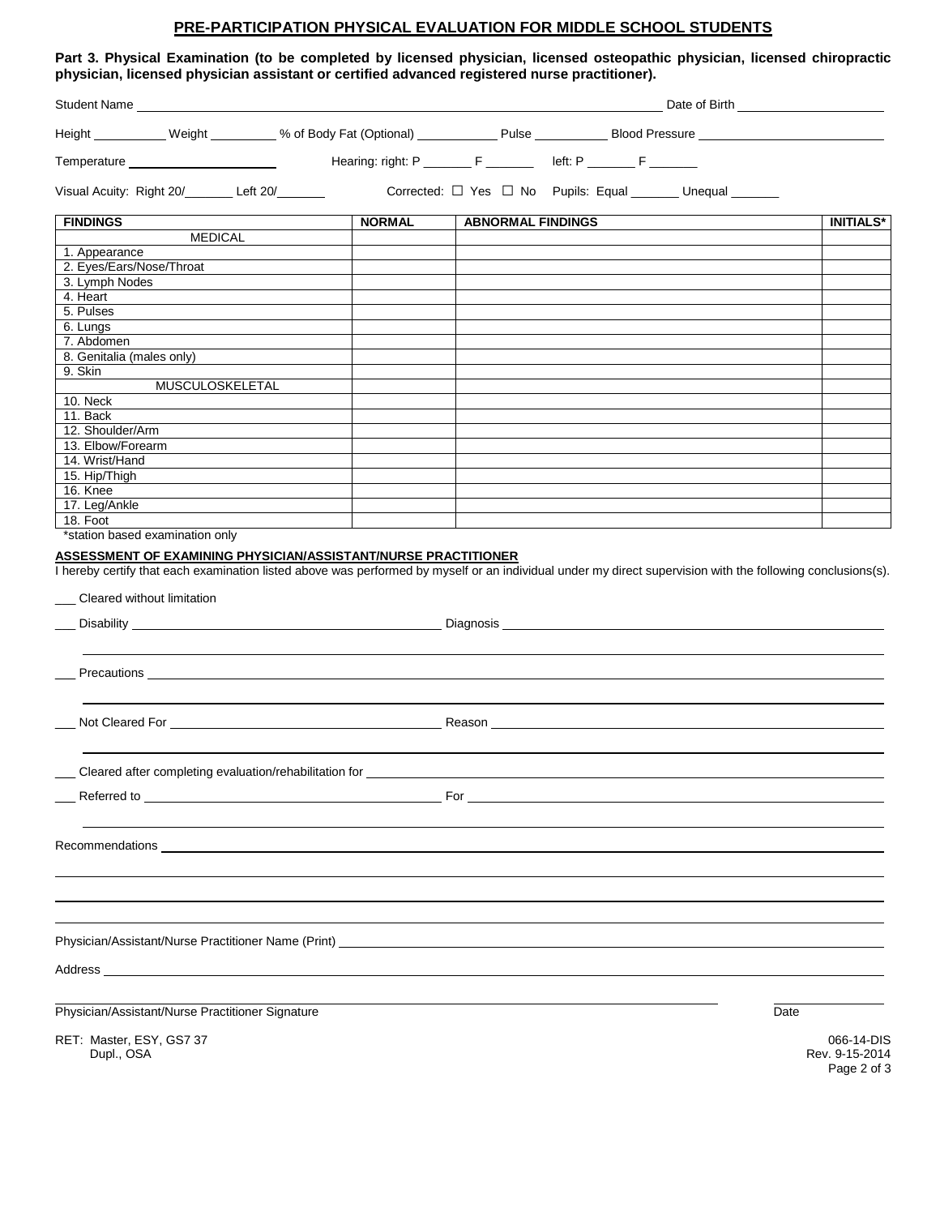# PRE-PARTICIPATION PHYSICAL EVALUATION FOR MIDDLE SCHOOL STUDENTS

**Part 3. Physical Examination (to be completed by licensed physician, licensed osteopathic physician, licensed chiropractic physician, licensed physician assistant or certified advanced registered nurse practitioner).**

Student Name ______________________________________________ Date of Birth ____________________

Height __________ Weight _________ % of Body Fat (Optional) ___________ Pulse __________ Blood Pressure ____________________

Temperature ____________________ Hearing: right: P _______ F _______ left: P _______ F _______

Visual Acuity: Right 20/_______ Left 20/_______ Corrected: ☐ Yes ☐ No Pupils: Equal _______ Unequal _______

| FINDINGS | NORMAL | ABNORMAL FINDINGS | INITIALS* |
|---|---|---|---|
| MEDICAL | | | |
| 1. Appearance | | | |
| 2. Eyes/Ears/Nose/Throat | | | |
| 3. Lymph Nodes | | | |
| 4. Heart | | | |
| 5. Pulses | | | |
| 6. Lungs | | | |
| 7. Abdomen | | | |
| 8. Genitalia (males only) | | | |
| 9. Skin | | | |
| MUSCULOSKELETAL | | | |
| 10. Neck | | | |
| 11. Back | | | |
| 12. Shoulder/Arm | | | |
| 13. Elbow/Forearm | | | |
| 14. Wrist/Hand | | | |
| 15. Hip/Thigh | | | |
| 16. Knee | | | |
| 17. Leg/Ankle | | | |
| 18. Foot | | | |

*station based examination only

**ASSESSMENT OF EXAMINING PHYSICIAN/ASSISTANT/NURSE PRACTITIONER**

I hereby certify that each examination listed above was performed by myself or an individual under my direct supervision with the following conclusions(s).

___ Cleared without limitation

___ Disability ______________________________ Diagnosis ______________________________

___ Precautions ______________________________________________________________

___ Not Cleared For ______________________________ Reason ______________________________

___ Cleared after completing evaluation/rehabilitation for ______________________________

___ Referred to ______________________________ For ______________________________

Recommendations ______________________________________________________________

Physician/Assistant/Nurse Practitioner Name (Print) ______________________________

Address ______________________________________________________________

______________________________________________ ____________

Physician/Assistant/Nurse Practitioner Signature Date

RET: Master, ESY, GS7 37
Dupl., OSA

066-14-DIS
Rev. 9-15-2014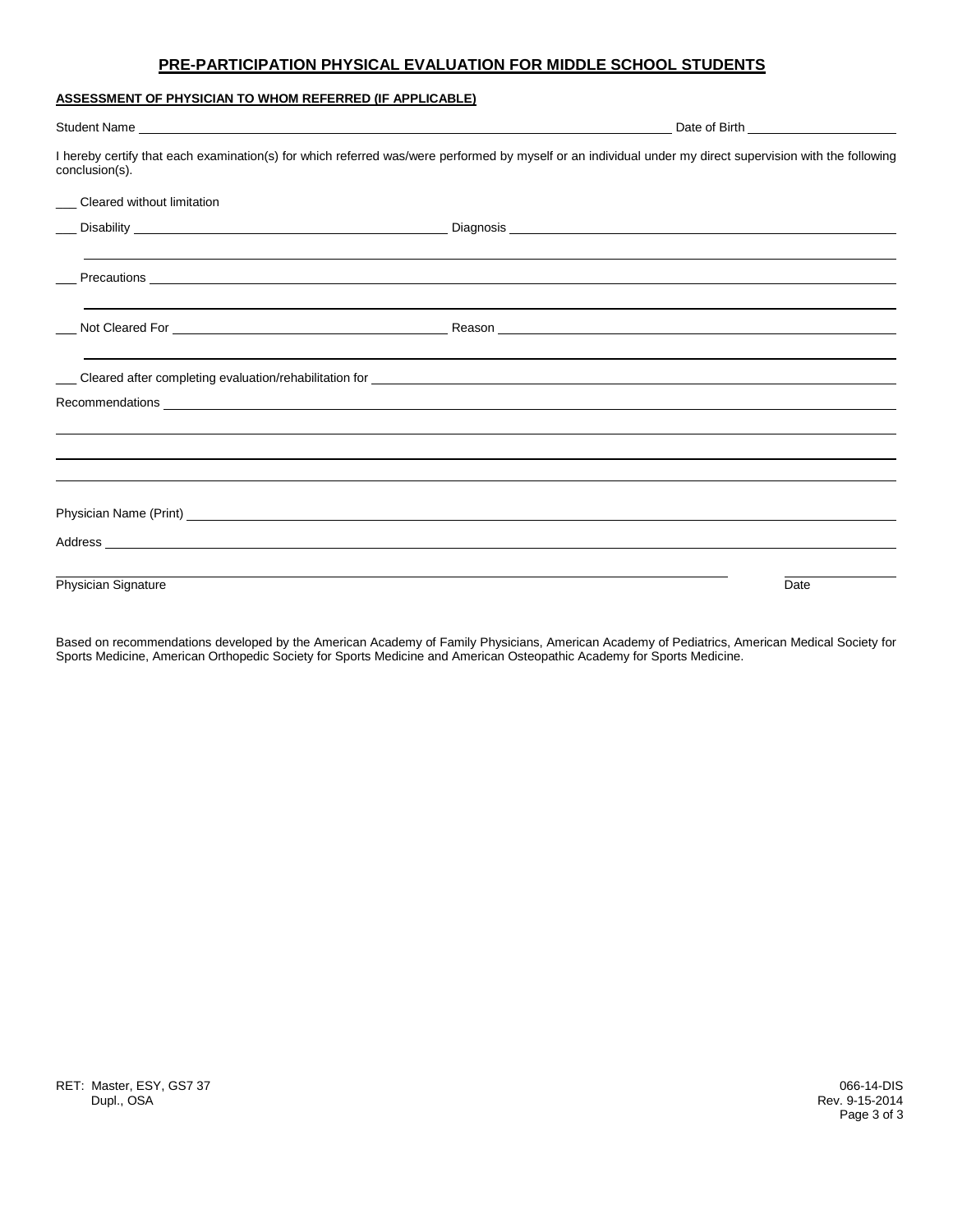# PRE-PARTICIPATION PHYSICAL EVALUATION FOR MIDDLE SCHOOL STUDENTS

**ASSESSMENT OF PHYSICIAN TO WHOM REFERRED (IF APPLICABLE)**

Student Name ______________________________ Date of Birth ______________

I hereby certify that each examination(s) for which referred was/were performed by myself or an individual under my direct supervision with the following conclusion(s).

___ Cleared without limitation

___ Disability ______________________________ Diagnosis ______________________________

______________________________________________________________________

___ Precautions ______________________________________________________________

______________________________________________________________________

___ Not Cleared For ______________________________ Reason ______________________________

______________________________________________________________________

___ Cleared after completing evaluation/rehabilitation for ______________________________

Recommendations ______________________________________________________________

______________________________________________________________________

______________________________________________________________________

______________________________________________________________________

Physician Name (Print) ______________________________________________________

Address ______________________________________________________________

______________________________________________ ______________

Physician Signature Date

Based on recommendations developed by the American Academy of Family Physicians, American Academy of Pediatrics, American Medical Society for Sports Medicine, American Orthopedic Society for Sports Medicine and American Osteopathic Academy for Sports Medicine.

RET: Master, ESY, GS7 37
Dupl., OSA

066-14-DIS
Rev. 9-15-2014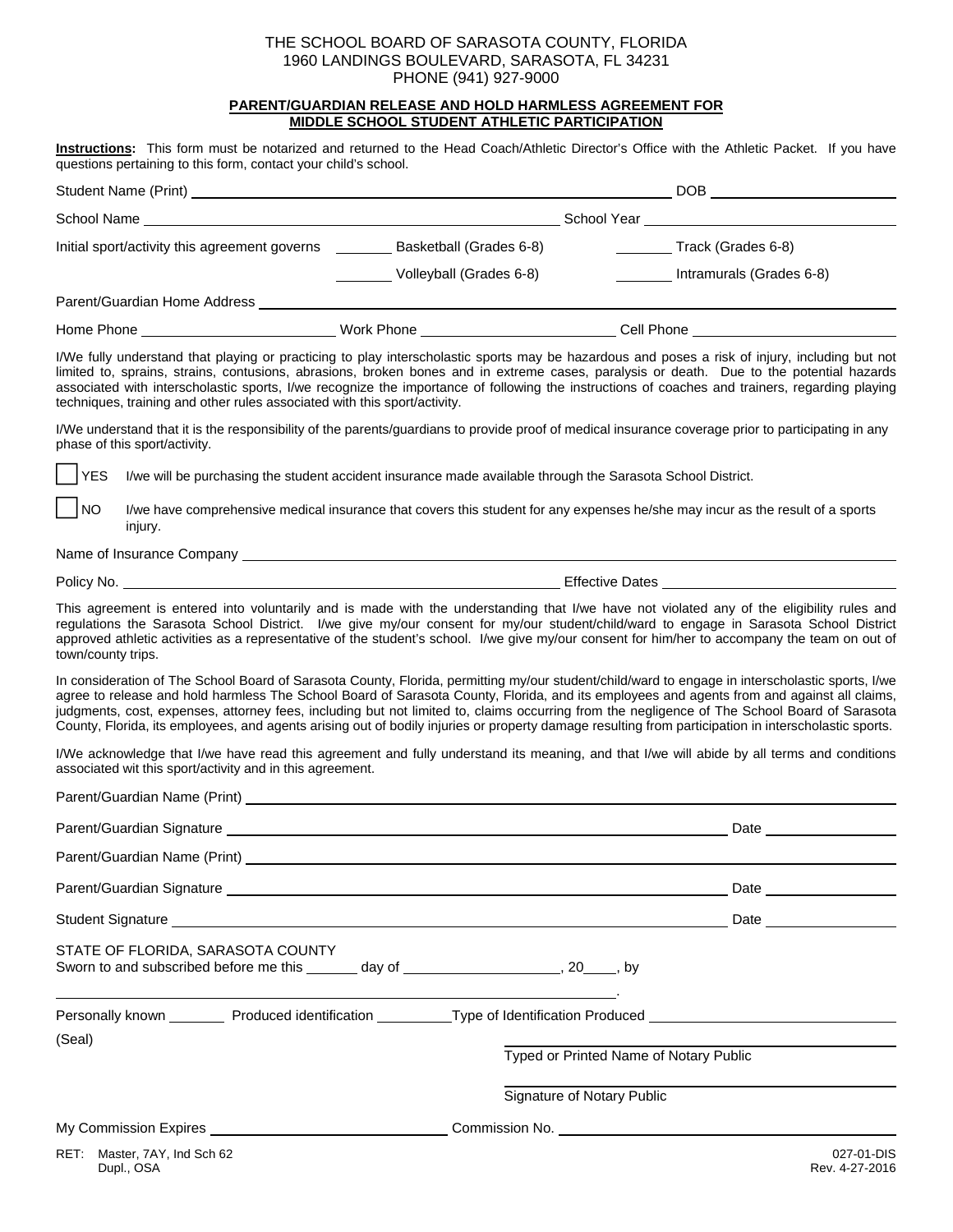THE SCHOOL BOARD OF SARASOTA COUNTY, FLORIDA
1960 LANDINGS BOULEVARD, SARASOTA, FL 34231
PHONE (941) 927-9000

## PARENT/GUARDIAN RELEASE AND HOLD HARMLESS AGREEMENT FOR MIDDLE SCHOOL STUDENT ATHLETIC PARTICIPATION

**Instructions:** This form must be notarized and returned to the Head Coach/Athletic Director's Office with the Athletic Packet. If you have questions pertaining to this form, contact your child's school.

Student Name (Print) ______________________________ DOB ______________

School Name ______________________________ School Year ______________

Initial sport/activity this agreement governs _______ Basketball (Grades 6-8) _______ Track (Grades 6-8)

_______ Volleyball (Grades 6-8) _______ Intramurals (Grades 6-8)

Parent/Guardian Home Address ______________________________

Home Phone ______________ Work Phone ______________ Cell Phone ______________

I/We fully understand that playing or practicing to play interscholastic sports may be hazardous and poses a risk of injury, including but not limited to, sprains, strains, contusions, abrasions, broken bones and in extreme cases, paralysis or death. Due to the potential hazards associated with interscholastic sports, I/we recognize the importance of following the instructions of coaches and trainers, regarding playing techniques, training and other rules associated with this sport/activity.

I/We understand that it is the responsibility of the parents/guardians to provide proof of medical insurance coverage prior to participating in any phase of this sport/activity.

☐ YES I/we will be purchasing the student accident insurance made available through the Sarasota School District.

☐ NO I/we have comprehensive medical insurance that covers this student for any expenses he/she may incur as the result of a sports injury.

Name of Insurance Company ______________________________

Policy No. ______________________________ Effective Dates ______________

This agreement is entered into voluntarily and is made with the understanding that I/we have not violated any of the eligibility rules and regulations the Sarasota School District. I/we give my/our consent for my/our student/child/ward to engage in Sarasota School District approved athletic activities as a representative of the student's school. I/we give my/our consent for him/her to accompany the team on out of town/county trips.

In consideration of The School Board of Sarasota County, Florida, permitting my/our student/child/ward to engage in interscholastic sports, I/we agree to release and hold harmless The School Board of Sarasota County, Florida, and its employees and agents from and against all claims, judgments, cost, expenses, attorney fees, including but not limited to, claims occurring from the negligence of The School Board of Sarasota County, Florida, its employees, and agents arising out of bodily injuries or property damage resulting from participation in interscholastic sports.

I/We acknowledge that I/we have read this agreement and fully understand its meaning, and that I/we will abide by all terms and conditions associated wit this sport/activity and in this agreement.

Parent/Guardian Name (Print) ______________________________

Parent/Guardian Signature ______________________________ Date ______________

Parent/Guardian Name (Print) ______________________________

Parent/Guardian Signature ______________________________ Date ______________

Student Signature ______________________________ Date ______________

STATE OF FLORIDA, SARASOTA COUNTY
Sworn to and subscribed before me this _______ day of ______________, 20____, by

______________________________.

Personally known _______ Produced identification _______ Type of Identification Produced ______________

(Seal)

______________________________
Typed or Printed Name of Notary Public

______________________________
Signature of Notary Public

My Commission Expires ______________ Commission No. ______________

RET: Master, 7AY, Ind Sch 62
Dupl., OSA

027-01-DIS
Rev. 4-27-2016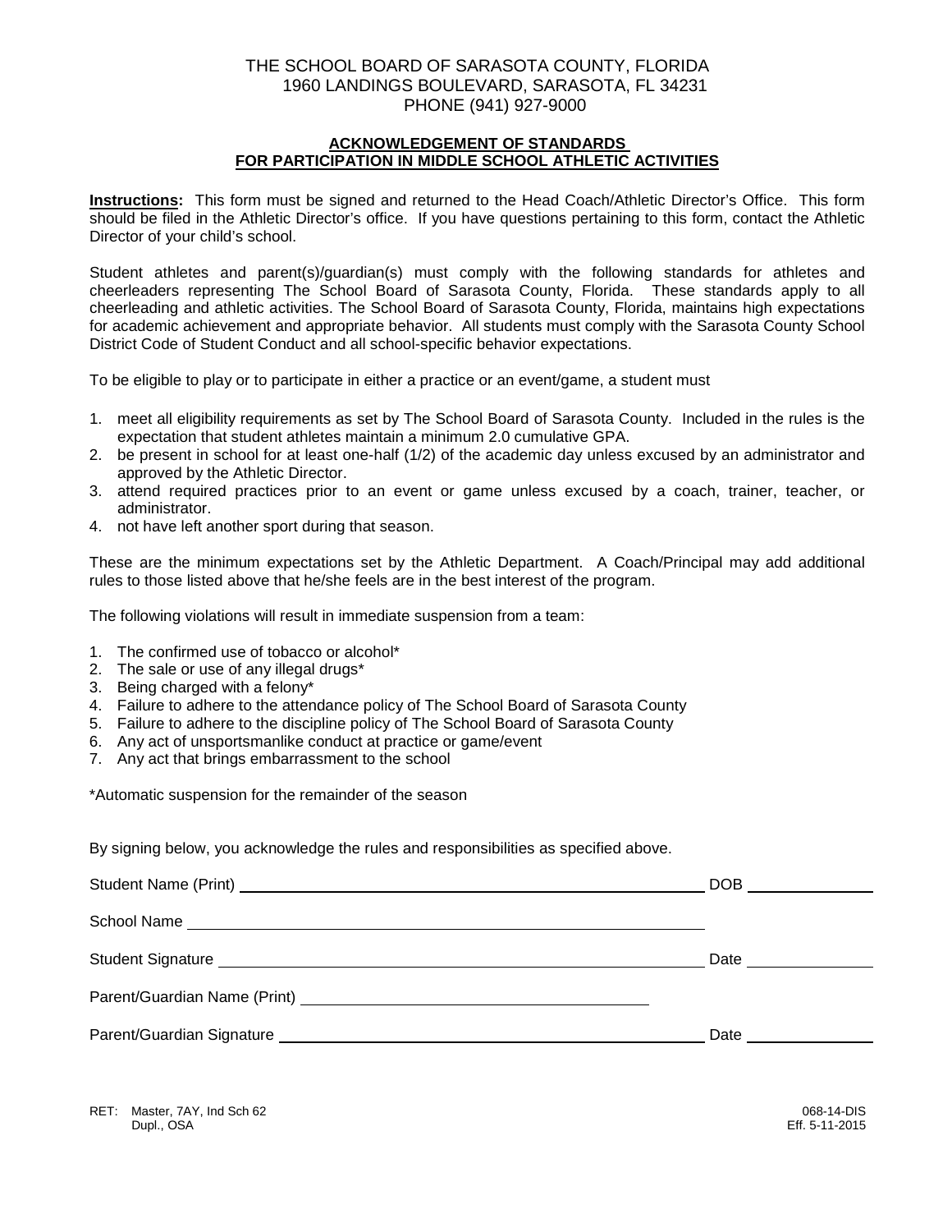THE SCHOOL BOARD OF SARASOTA COUNTY, FLORIDA
1960 LANDINGS BOULEVARD, SARASOTA, FL 34231
PHONE (941) 927-9000

## ACKNOWLEDGEMENT OF STANDARDS FOR PARTICIPATION IN MIDDLE SCHOOL ATHLETIC ACTIVITIES

**Instructions:** This form must be signed and returned to the Head Coach/Athletic Director's Office. This form should be filed in the Athletic Director's office. If you have questions pertaining to this form, contact the Athletic Director of your child's school.

Student athletes and parent(s)/guardian(s) must comply with the following standards for athletes and cheerleaders representing The School Board of Sarasota County, Florida. These standards apply to all cheerleading and athletic activities. The School Board of Sarasota County, Florida, maintains high expectations for academic achievement and appropriate behavior. All students must comply with the Sarasota County School District Code of Student Conduct and all school-specific behavior expectations.

To be eligible to play or to participate in either a practice or an event/game, a student must

1. meet all eligibility requirements as set by The School Board of Sarasota County. Included in the rules is the expectation that student athletes maintain a minimum 2.0 cumulative GPA.
2. be present in school for at least one-half (1/2) of the academic day unless excused by an administrator and approved by the Athletic Director.
3. attend required practices prior to an event or game unless excused by a coach, trainer, teacher, or administrator.
4. not have left another sport during that season.

These are the minimum expectations set by the Athletic Department. A Coach/Principal may add additional rules to those listed above that he/she feels are in the best interest of the program.

The following violations will result in immediate suspension from a team:

1. The confirmed use of tobacco or alcohol*
2. The sale or use of any illegal drugs*
3. Being charged with a felony*
4. Failure to adhere to the attendance policy of The School Board of Sarasota County
5. Failure to adhere to the discipline policy of The School Board of Sarasota County
6. Any act of unsportsmanlike conduct at practice or game/event
7. Any act that brings embarrassment to the school

*Automatic suspension for the remainder of the season

By signing below, you acknowledge the rules and responsibilities as specified above.

Student Name (Print) ______________________________ DOB ______________

School Name ______________________________

Student Signature ______________________________ Date ______________

Parent/Guardian Name (Print) ______________________________

Parent/Guardian Signature ______________________________ Date ______________

RET: Master, 7AY, Ind Sch 62
Dupl., OSA

068-14-DIS
Eff. 5-11-2015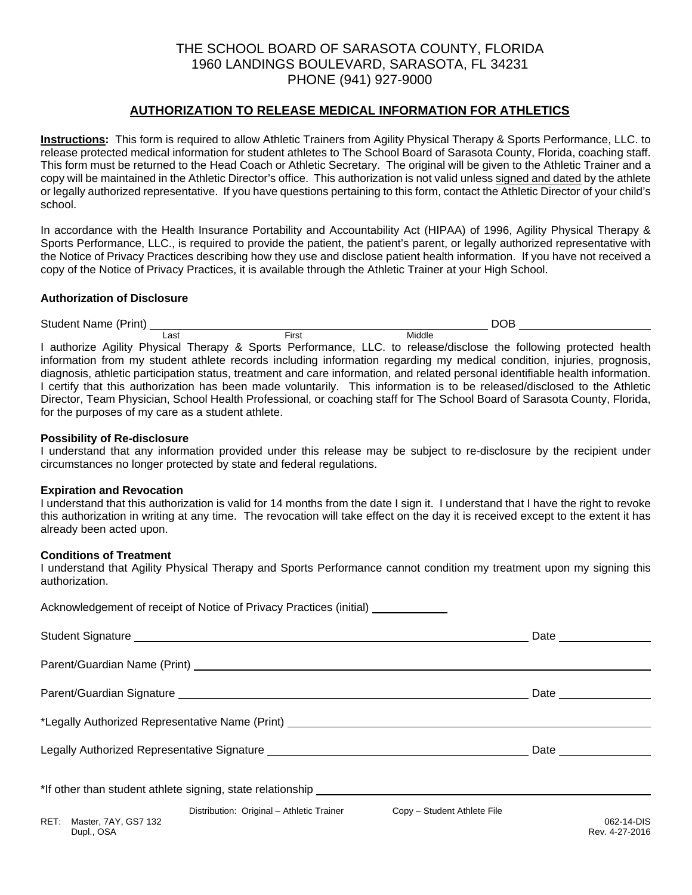# THE SCHOOL BOARD OF SARASOTA COUNTY, FLORIDA
1960 LANDINGS BOULEVARD, SARASOTA, FL 34231
PHONE (941) 927-9000

## AUTHORIZATION TO RELEASE MEDICAL INFORMATION FOR ATHLETICS

**Instructions:** This form is required to allow Athletic Trainers from Agility Physical Therapy & Sports Performance, LLC. to release protected medical information for student athletes to The School Board of Sarasota County, Florida, coaching staff. This form must be returned to the Head Coach or Athletic Secretary. The original will be given to the Athletic Trainer and a copy will be maintained in the Athletic Director's office. This authorization is not valid unless signed and dated by the athlete or legally authorized representative. If you have questions pertaining to this form, contact the Athletic Director of your child's school.

In accordance with the Health Insurance Portability and Accountability Act (HIPAA) of 1996, Agility Physical Therapy & Sports Performance, LLC., is required to provide the patient, the patient's parent, or legally authorized representative with the Notice of Privacy Practices describing how they use and disclose patient health information. If you have not received a copy of the Notice of Privacy Practices, it is available through the Athletic Trainer at your High School.

**Authorization of Disclosure**

Student Name (Print) ______________________________________________ DOB ____________________
Last First Middle

I authorize Agility Physical Therapy & Sports Performance, LLC. to release/disclose the following protected health information from my student athlete records including information regarding my medical condition, injuries, prognosis, diagnosis, athletic participation status, treatment and care information, and related personal identifiable health information. I certify that this authorization has been made voluntarily. This information is to be released/disclosed to the Athletic Director, Team Physician, School Health Professional, or coaching staff for The School Board of Sarasota County, Florida, for the purposes of my care as a student athlete.

**Possibility of Re-disclosure**
I understand that any information provided under this release may be subject to re-disclosure by the recipient under circumstances no longer protected by state and federal regulations.

**Expiration and Revocation**
I understand that this authorization is valid for 14 months from the date I sign it. I understand that I have the right to revoke this authorization in writing at any time. The revocation will take effect on the day it is received except to the extent it has already been acted upon.

**Conditions of Treatment**
I understand that Agility Physical Therapy and Sports Performance cannot condition my treatment upon my signing this authorization.

Acknowledgement of receipt of Notice of Privacy Practices (initial) ____________

Student Signature ____________________________________________________________ Date ______________

Parent/Guardian Name (Print) ____________________________________________________________________

Parent/Guardian Signature _______________________________________________________ Date ______________

*Legally Authorized Representative Name (Print) ______________________________________________________

Legally Authorized Representative Signature _________________________________________ Date ______________

*If other than student athlete signing, state relationship _____________________________________________

Distribution: Original – Athletic Trainer Copy – Student Athlete File

RET: Master, 7AY, GS7 132
Dupl., OSA

062-14-DIS
Rev. 4-27-2016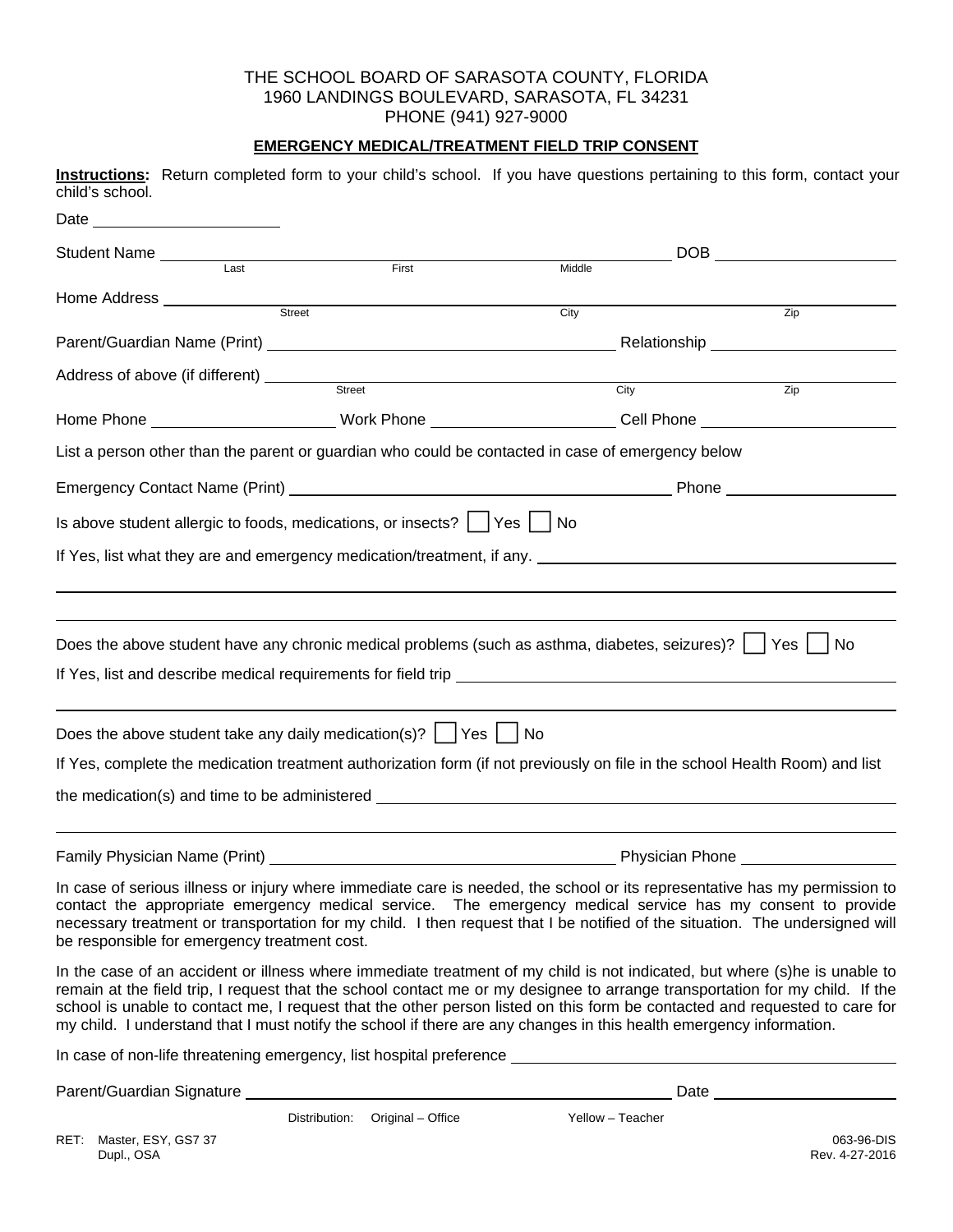THE SCHOOL BOARD OF SARASOTA COUNTY, FLORIDA
1960 LANDINGS BOULEVARD, SARASOTA, FL 34231
PHONE (941) 927-9000

## EMERGENCY MEDICAL/TREATMENT FIELD TRIP CONSENT

**Instructions:** Return completed form to your child's school. If you have questions pertaining to this form, contact your child's school.

Date ______________________

Student Name ______________________________________________ DOB ______________________
Last First Middle

Home Address ____________________________________________________________________
Street City Zip

Parent/Guardian Name (Print) ________________________________ Relationship ______________________

Address of above (if different) ____________________________________________________________
Street City Zip

Home Phone ______________________ Work Phone ______________________ Cell Phone ______________________

List a person other than the parent or guardian who could be contacted in case of emergency below

Emergency Contact Name (Print) ________________________________ Phone ______________________

Is above student allergic to foods, medications, or insects? ☐ Yes ☐ No

If Yes, list what they are and emergency medication/treatment, if any. ______________________________________

____________________________________________________________________________

____________________________________________________________________________

Does the above student have any chronic medical problems (such as asthma, diabetes, seizures)? ☐ Yes ☐ No

If Yes, list and describe medical requirements for field trip ______________________________________

____________________________________________________________________________

Does the above student take any daily medication(s)? ☐ Yes ☐ No

If Yes, complete the medication treatment authorization form (if not previously on file in the school Health Room) and list the medication(s) and time to be administered ______________________________________

____________________________________________________________________________

Family Physician Name (Print) ________________________________ Physician Phone ______________________

In case of serious illness or injury where immediate care is needed, the school or its representative has my permission to contact the appropriate emergency medical service. The emergency medical service has my consent to provide necessary treatment or transportation for my child. I then request that I be notified of the situation. The undersigned will be responsible for emergency treatment cost.

In the case of an accident or illness where immediate treatment of my child is not indicated, but where (s)he is unable to remain at the field trip, I request that the school contact me or my designee to arrange transportation for my child. If the school is unable to contact me, I request that the other person listed on this form be contacted and requested to care for my child. I understand that I must notify the school if there are any changes in this health emergency information.

In case of non-life threatening emergency, list hospital preference ______________________________________

Parent/Guardian Signature ________________________________________ Date ______________________

Distribution: Original – Office Yellow – Teacher

RET: Master, ESY, GS7 37
Dupl., OSA

063-96-DIS
Rev. 4-27-2016